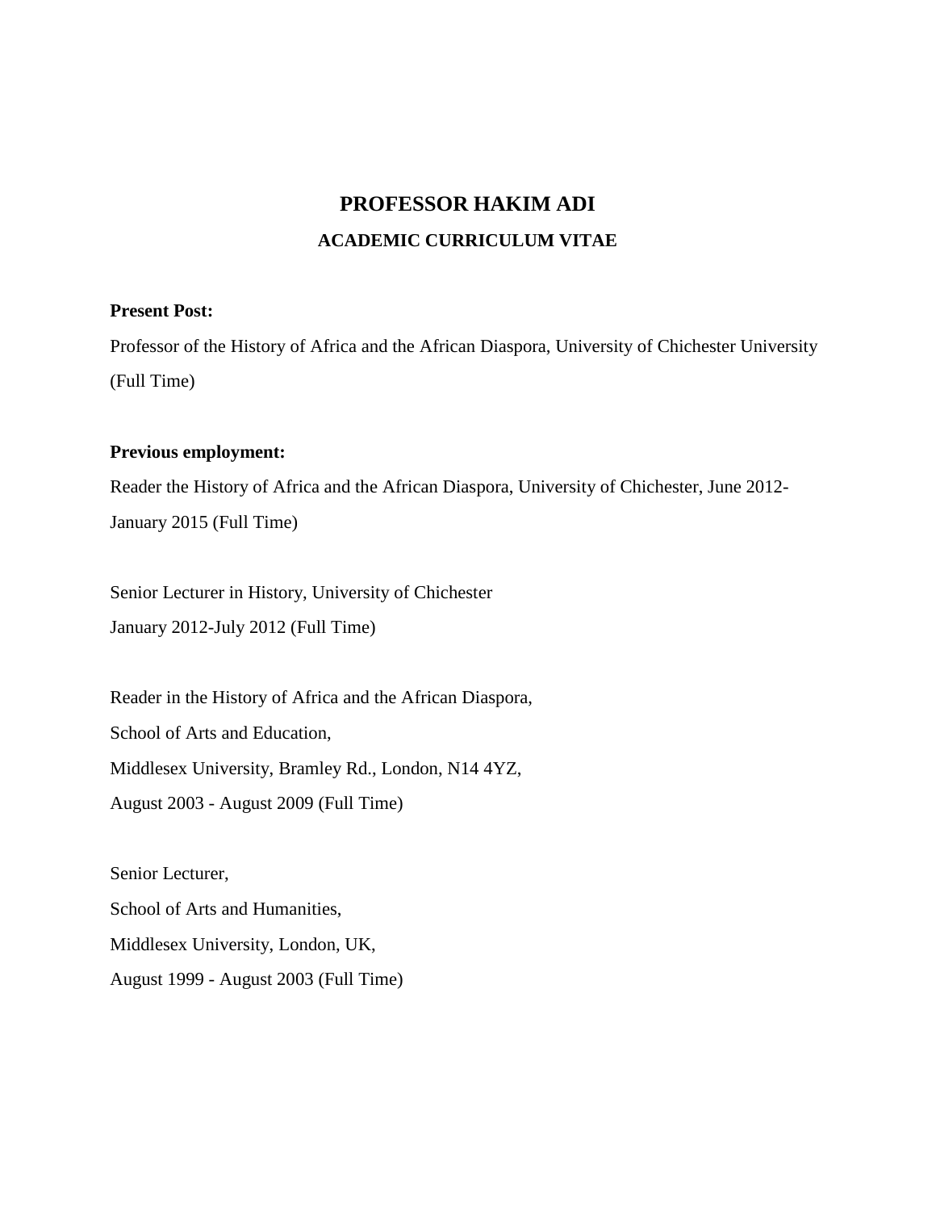# PROFESSOR HAKIM ADI

## ACADEMIC CURRICULUM VITAE

**Present Post:**

Professor of the History of Africa and the African Diaspora, University of Chichester University (Full Time)

**Previous employment:**

Reader the History of Africa and the African Diaspora, University of Chichester, June 2012-January 2015 (Full Time)

Senior Lecturer in History, University of Chichester
January 2012-July 2012 (Full Time)

Reader in the History of Africa and the African Diaspora,
School of Arts and Education,
Middlesex University, Bramley Rd., London, N14 4YZ,
August 2003 - August 2009 (Full Time)

Senior Lecturer,
School of Arts and Humanities,
Middlesex University, London, UK,
August 1999 - August 2003 (Full Time)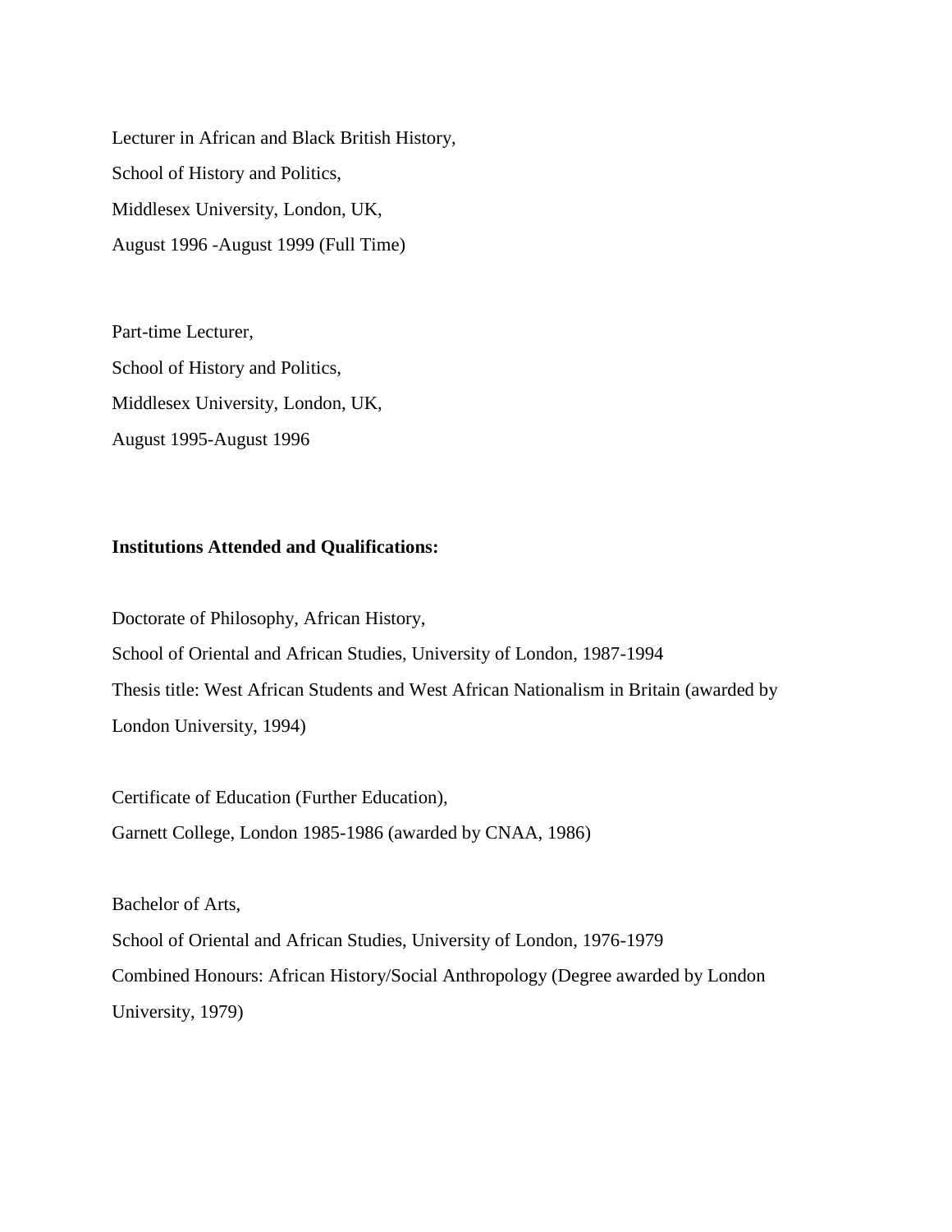Lecturer in African and Black British History,
School of History and Politics,
Middlesex University, London, UK,
August 1996 -August 1999 (Full Time)

Part-time Lecturer,
School of History and Politics,
Middlesex University, London, UK,
August 1995-August 1996

**Institutions Attended and Qualifications:**

Doctorate of Philosophy, African History,
School of Oriental and African Studies, University of London, 1987-1994
Thesis title: West African Students and West African Nationalism in Britain (awarded by London University, 1994)

Certificate of Education (Further Education),
Garnett College, London 1985-1986 (awarded by CNAA, 1986)

Bachelor of Arts,
School of Oriental and African Studies, University of London, 1976-1979
Combined Honours: African History/Social Anthropology (Degree awarded by London University, 1979)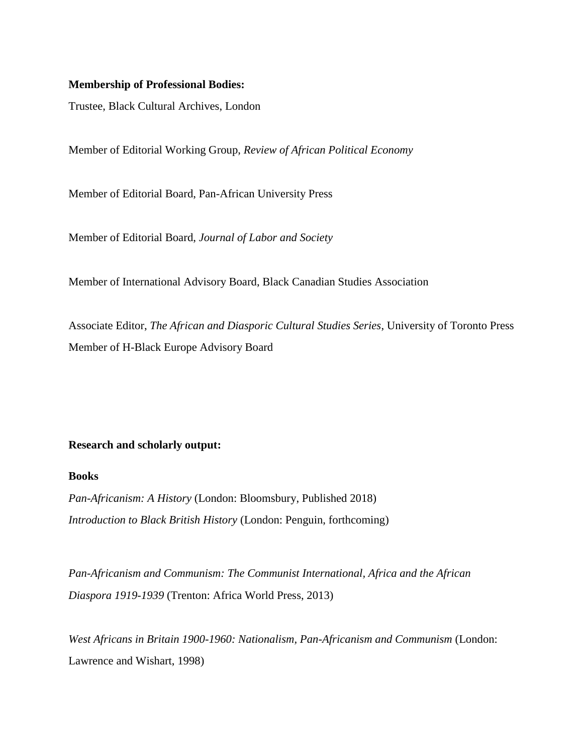**Membership of Professional Bodies:**

Trustee, Black Cultural Archives, London

Member of Editorial Working Group, *Review of African Political Economy*

Member of Editorial Board, Pan-African University Press

Member of Editorial Board, *Journal of Labor and Society*

Member of International Advisory Board, Black Canadian Studies Association

Associate Editor, *The African and Diasporic Cultural Studies Series*, University of Toronto Press
Member of H-Black Europe Advisory Board

**Research and scholarly output:**

**Books**

*Pan-Africanism: A History* (London: Bloomsbury, Published 2018)
*Introduction to Black British History* (London: Penguin, forthcoming)

*Pan-Africanism and Communism: The Communist International, Africa and the African Diaspora 1919-1939* (Trenton: Africa World Press, 2013)

*West Africans in Britain 1900-1960: Nationalism, Pan-Africanism and Communism* (London: Lawrence and Wishart, 1998)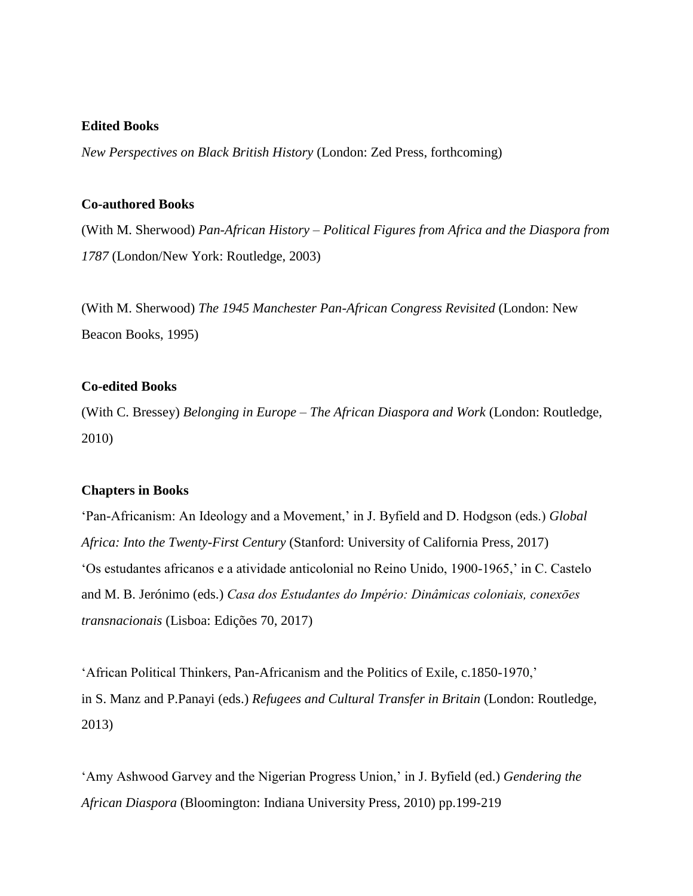**Edited Books**

*New Perspectives on Black British History* (London: Zed Press, forthcoming)

**Co-authored Books**

(With M. Sherwood) *Pan-African History – Political Figures from Africa and the Diaspora from 1787* (London/New York: Routledge, 2003)

(With M. Sherwood) *The 1945 Manchester Pan-African Congress Revisited* (London: New Beacon Books, 1995)

**Co-edited Books**

(With C. Bressey) *Belonging in Europe – The African Diaspora and Work* (London: Routledge, 2010)

**Chapters in Books**

'Pan-Africanism: An Ideology and a Movement,' in J. Byfield and D. Hodgson (eds.) *Global Africa: Into the Twenty-First Century* (Stanford: University of California Press, 2017)

'Os estudantes africanos e a atividade anticolonial no Reino Unido, 1900-1965,' in C. Castelo and M. B. Jerónimo (eds.) *Casa dos Estudantes do Império: Dinâmicas coloniais, conexões transnacionais* (Lisboa: Edições 70, 2017)

'African Political Thinkers, Pan-Africanism and the Politics of Exile, c.1850-1970,' in S. Manz and P.Panayi (eds.) *Refugees and Cultural Transfer in Britain* (London: Routledge, 2013)

'Amy Ashwood Garvey and the Nigerian Progress Union,' in J. Byfield (ed.) *Gendering the African Diaspora* (Bloomington: Indiana University Press, 2010) pp.199-219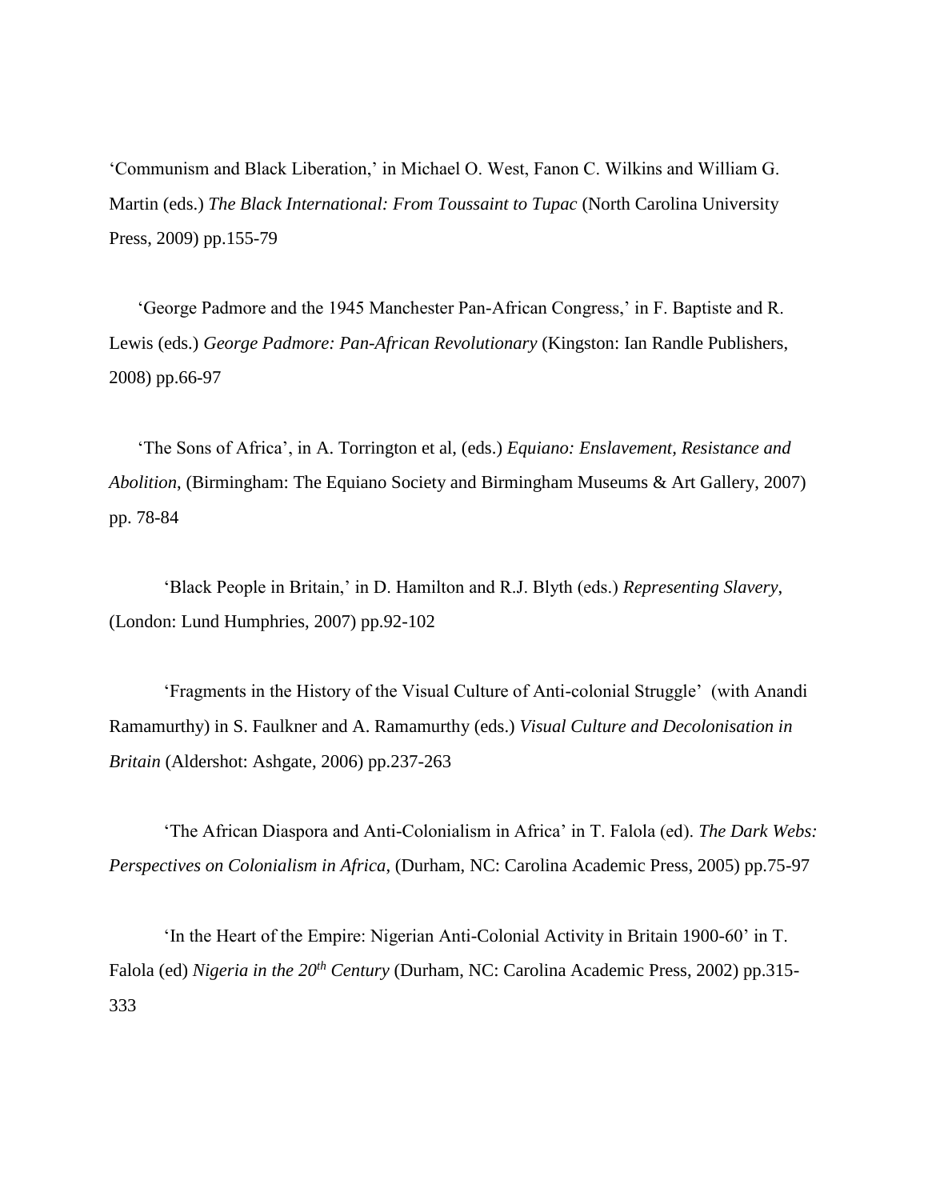'Communism and Black Liberation,' in Michael O. West, Fanon C. Wilkins and William G. Martin (eds.) *The Black International: From Toussaint to Tupac* (North Carolina University Press, 2009) pp.155-79

'George Padmore and the 1945 Manchester Pan-African Congress,' in F. Baptiste and R. Lewis (eds.) *George Padmore: Pan-African Revolutionary* (Kingston: Ian Randle Publishers, 2008) pp.66-97

'The Sons of Africa', in A. Torrington et al, (eds.) *Equiano: Enslavement, Resistance and Abolition*, (Birmingham: The Equiano Society and Birmingham Museums & Art Gallery, 2007) pp. 78-84

'Black People in Britain,' in D. Hamilton and R.J. Blyth (eds.) *Representing Slavery*, (London: Lund Humphries, 2007) pp.92-102

'Fragments in the History of the Visual Culture of Anti-colonial Struggle' (with Anandi Ramamurthy) in S. Faulkner and A. Ramamurthy (eds.) *Visual Culture and Decolonisation in Britain* (Aldershot: Ashgate, 2006) pp.237-263

'The African Diaspora and Anti-Colonialism in Africa' in T. Falola (ed). *The Dark Webs: Perspectives on Colonialism in Africa*, (Durham, NC: Carolina Academic Press, 2005) pp.75-97

'In the Heart of the Empire: Nigerian Anti-Colonial Activity in Britain 1900-60' in T. Falola (ed) *Nigeria in the 20th Century* (Durham, NC: Carolina Academic Press, 2002) pp.315-333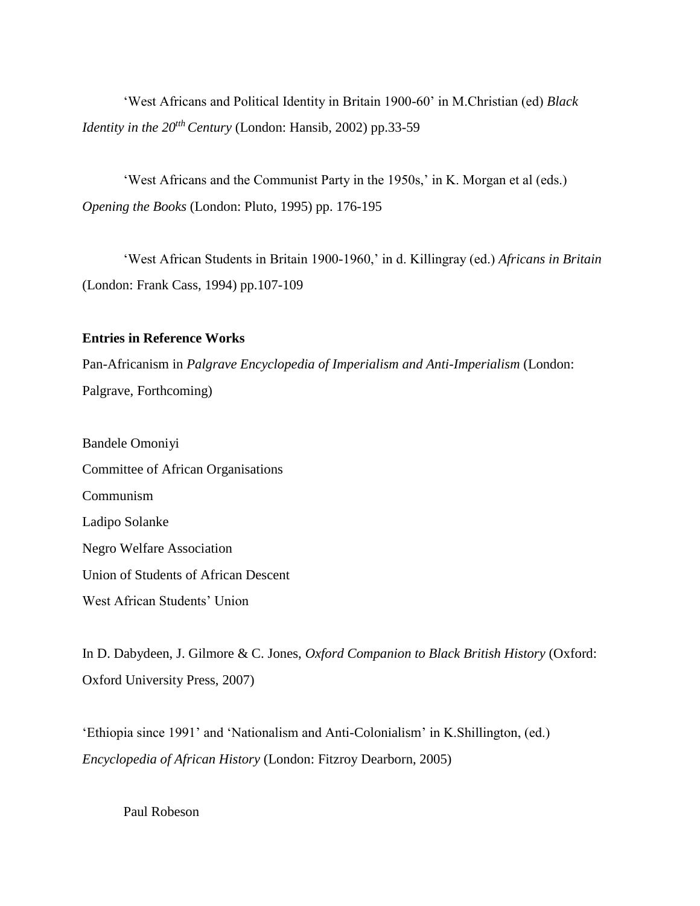'West Africans and Political Identity in Britain 1900-60' in M.Christian (ed) *Black Identity in the 20$^{tth}$ Century* (London: Hansib, 2002) pp.33-59

'West Africans and the Communist Party in the 1950s,' in K. Morgan et al (eds.) *Opening the Books* (London: Pluto, 1995) pp. 176-195

'West African Students in Britain 1900-1960,' in d. Killingray (ed.) *Africans in Britain* (London: Frank Cass, 1994) pp.107-109

**Entries in Reference Works**

Pan-Africanism in *Palgrave Encyclopedia of Imperialism and Anti-Imperialism* (London: Palgrave, Forthcoming)

Bandele Omoniyi
Committee of African Organisations
Communism
Ladipo Solanke
Negro Welfare Association
Union of Students of African Descent
West African Students' Union

In D. Dabydeen, J. Gilmore & C. Jones, *Oxford Companion to Black British History* (Oxford: Oxford University Press, 2007)

'Ethiopia since 1991' and 'Nationalism and Anti-Colonialism' in K.Shillington, (ed.) *Encyclopedia of African History* (London: Fitzroy Dearborn, 2005)

Paul Robeson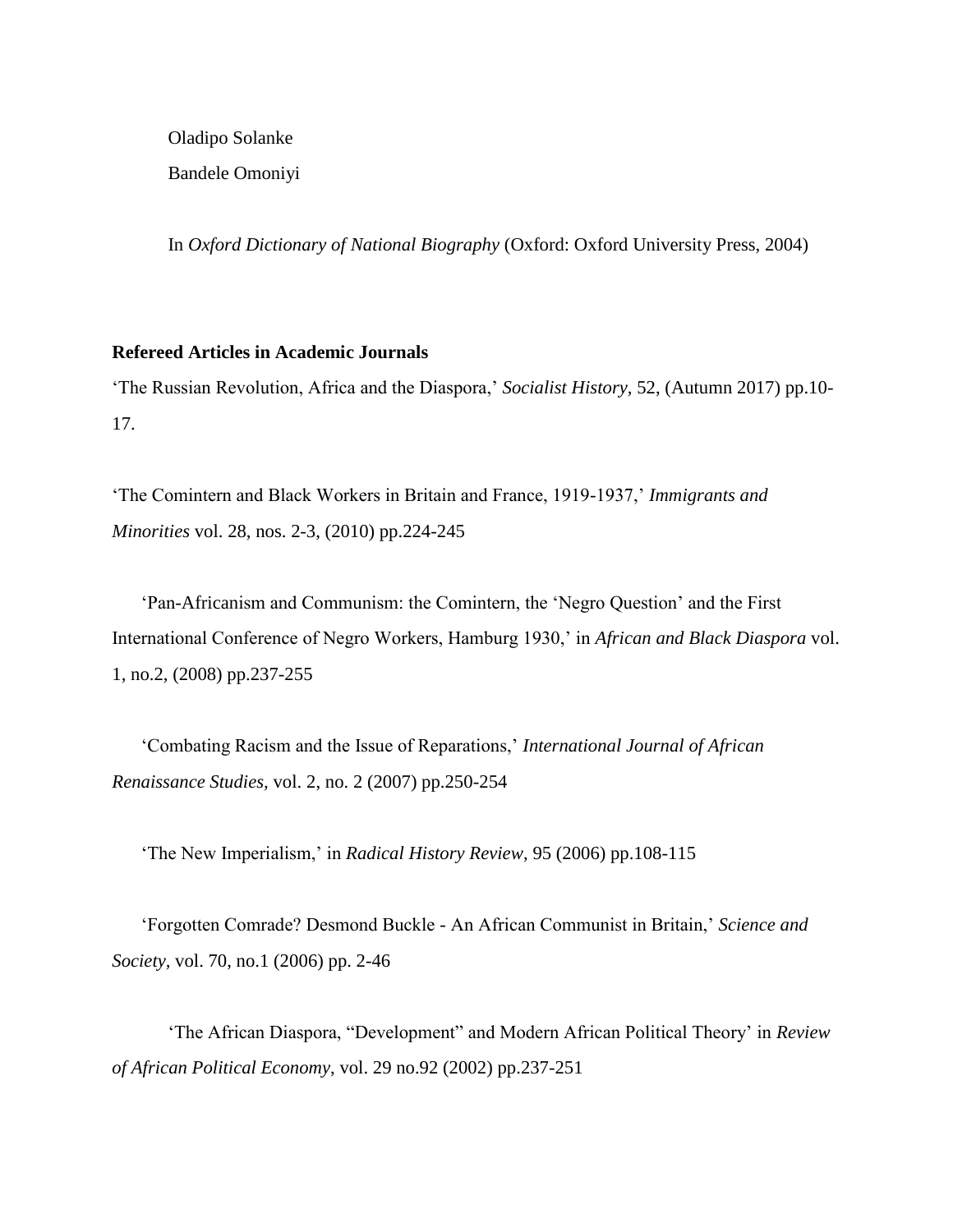Oladipo Solanke

Bandele Omoniyi

In *Oxford Dictionary of National Biography* (Oxford: Oxford University Press, 2004)

**Refereed Articles in Academic Journals**

'The Russian Revolution, Africa and the Diaspora,' *Socialist History,* 52, (Autumn 2017) pp.10-17.

'The Comintern and Black Workers in Britain and France, 1919-1937,' *Immigrants and Minorities* vol. 28, nos. 2-3, (2010) pp.224-245

'Pan-Africanism and Communism: the Comintern, the 'Negro Question' and the First International Conference of Negro Workers, Hamburg 1930,' in *African and Black Diaspora* vol. 1, no.2, (2008) pp.237-255

'Combating Racism and the Issue of Reparations,' *International Journal of African Renaissance Studies,* vol. 2, no. 2 (2007) pp.250-254

'The New Imperialism,' in *Radical History Review*, 95 (2006) pp.108-115

'Forgotten Comrade? Desmond Buckle - An African Communist in Britain,' *Science and Society,* vol. 70, no.1 (2006) pp. 2-46

'The African Diaspora, "Development" and Modern African Political Theory' in *Review of African Political Economy*, vol. 29 no.92 (2002) pp.237-251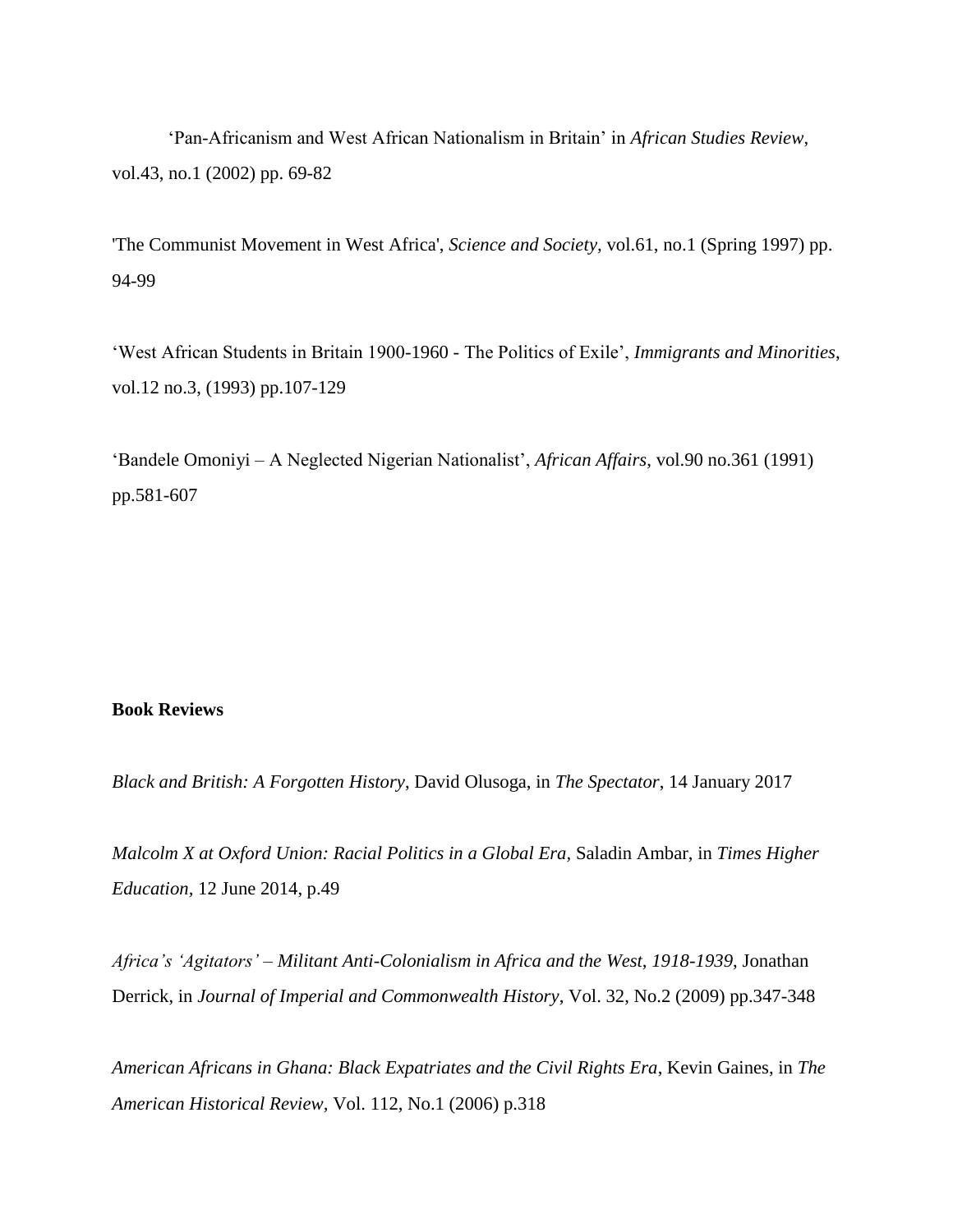'Pan-Africanism and West African Nationalism in Britain' in *African Studies Review*, vol.43, no.1 (2002) pp. 69-82

'The Communist Movement in West Africa', *Science and Society*, vol.61, no.1 (Spring 1997) pp. 94-99

'West African Students in Britain 1900-1960 - The Politics of Exile', *Immigrants and Minorities*, vol.12 no.3, (1993) pp.107-129

'Bandele Omoniyi – A Neglected Nigerian Nationalist', *African Affairs*, vol.90 no.361 (1991) pp.581-607

**Book Reviews**

*Black and British: A Forgotten History*, David Olusoga, in *The Spectator*, 14 January 2017

*Malcolm X at Oxford Union: Racial Politics in a Global Era,* Saladin Ambar, in *Times Higher Education,* 12 June 2014, p.49

*Africa's 'Agitators' – Militant Anti-Colonialism in Africa and the West, 1918-1939*, Jonathan Derrick, in *Journal of Imperial and Commonwealth History*, Vol. 32, No.2 (2009) pp.347-348

*American Africans in Ghana: Black Expatriates and the Civil Rights Era*, Kevin Gaines, in *The American Historical Review,* Vol. 112, No.1 (2006) p.318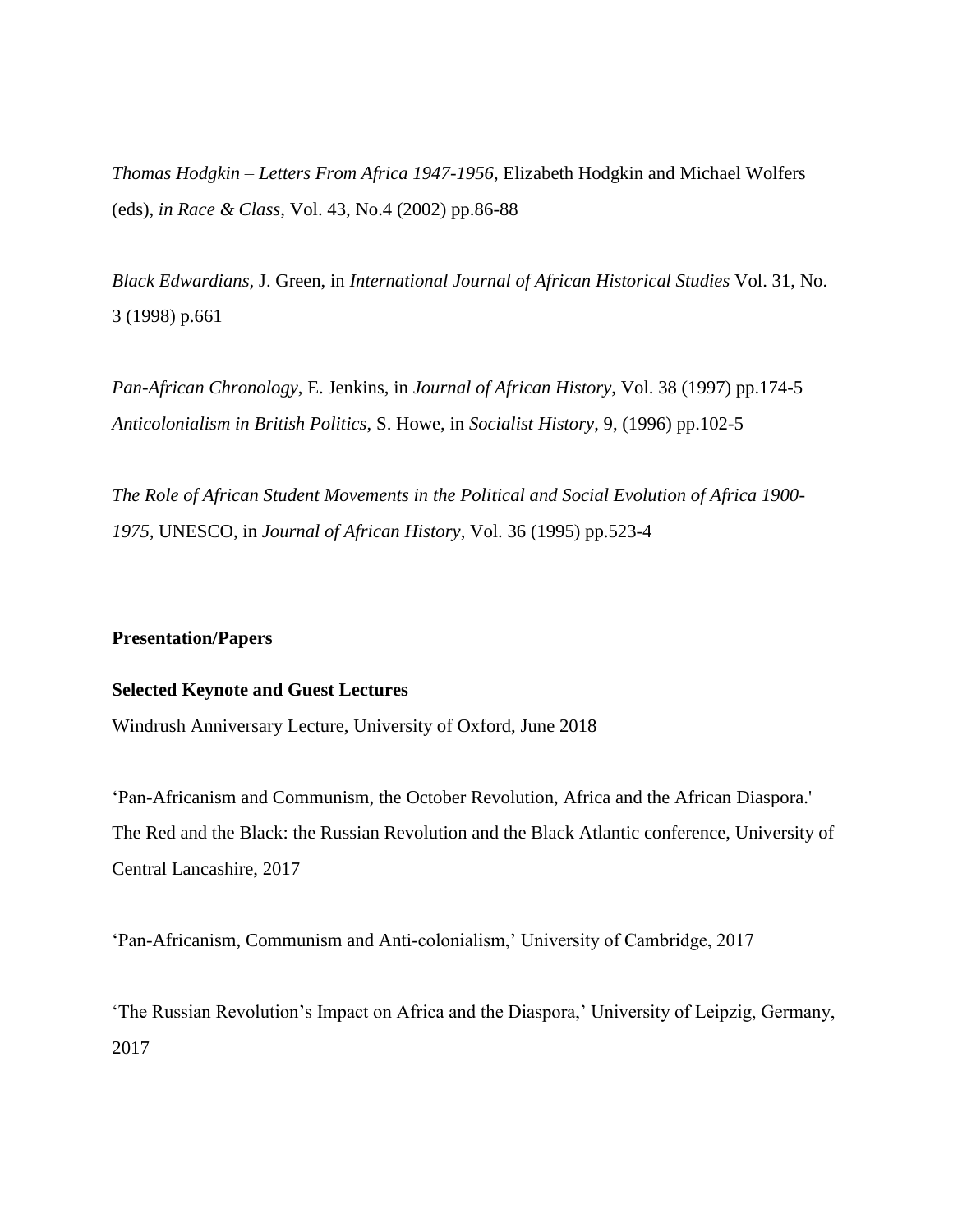*Thomas Hodgkin – Letters From Africa 1947-1956*, Elizabeth Hodgkin and Michael Wolfers (eds), *in Race & Class*, Vol. 43, No.4 (2002) pp.86-88

*Black Edwardians*, J. Green, in *International Journal of African Historical Studies* Vol. 31, No. 3 (1998) p.661

*Pan-African Chronology*, E. Jenkins, in *Journal of African History*, Vol. 38 (1997) pp.174-5
*Anticolonialism in British Politics*, S. Howe, in *Socialist History*, 9, (1996) pp.102-5

*The Role of African Student Movements in the Political and Social Evolution of Africa 1900-1975*, UNESCO, in *Journal of African History*, Vol. 36 (1995) pp.523-4

**Presentation/Papers**

**Selected Keynote and Guest Lectures**

Windrush Anniversary Lecture, University of Oxford, June 2018

'Pan-Africanism and Communism, the October Revolution, Africa and the African Diaspora.' The Red and the Black: the Russian Revolution and the Black Atlantic conference, University of Central Lancashire, 2017

'Pan-Africanism, Communism and Anti-colonialism,' University of Cambridge, 2017

'The Russian Revolution's Impact on Africa and the Diaspora,' University of Leipzig, Germany, 2017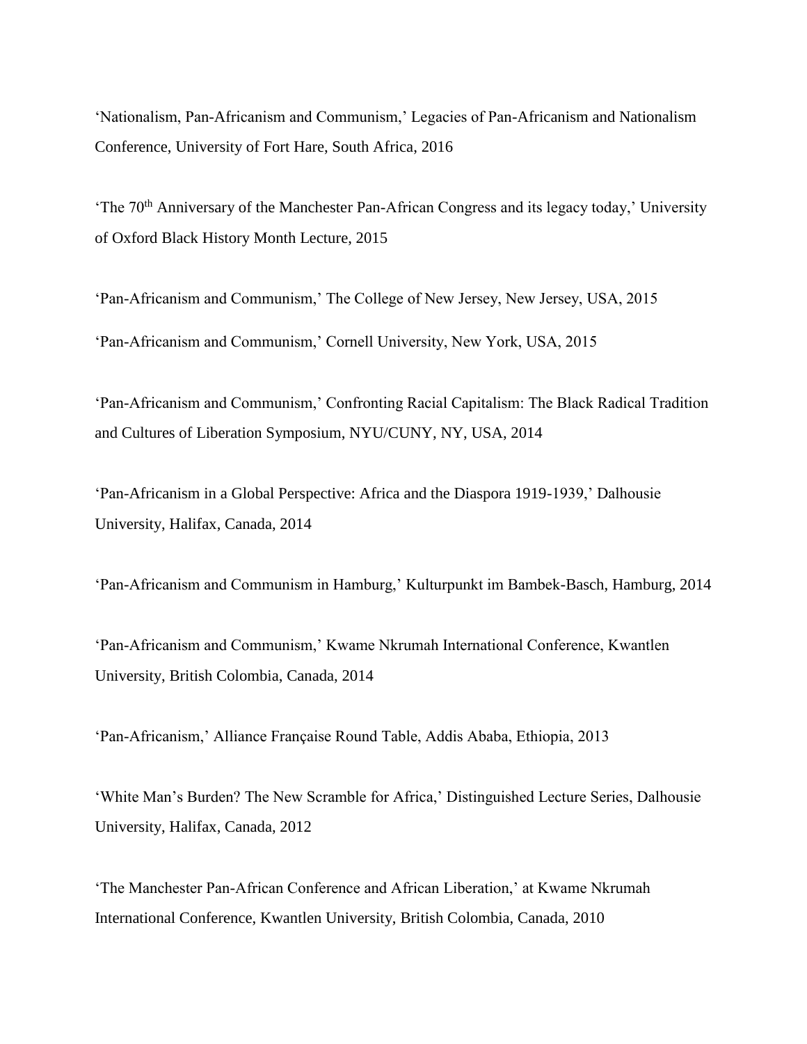'Nationalism, Pan-Africanism and Communism,' Legacies of Pan-Africanism and Nationalism Conference, University of Fort Hare, South Africa, 2016

'The 70th Anniversary of the Manchester Pan-African Congress and its legacy today,' University of Oxford Black History Month Lecture, 2015

'Pan-Africanism and Communism,' The College of New Jersey, New Jersey, USA, 2015

'Pan-Africanism and Communism,' Cornell University, New York, USA, 2015

'Pan-Africanism and Communism,' Confronting Racial Capitalism: The Black Radical Tradition and Cultures of Liberation Symposium, NYU/CUNY, NY, USA, 2014

'Pan-Africanism in a Global Perspective: Africa and the Diaspora 1919-1939,' Dalhousie University, Halifax, Canada, 2014

'Pan-Africanism and Communism in Hamburg,' Kulturpunkt im Bambek-Basch, Hamburg, 2014

'Pan-Africanism and Communism,' Kwame Nkrumah International Conference, Kwantlen University, British Colombia, Canada, 2014

'Pan-Africanism,' Alliance Française Round Table, Addis Ababa, Ethiopia, 2013

'White Man's Burden? The New Scramble for Africa,' Distinguished Lecture Series, Dalhousie University, Halifax, Canada, 2012

'The Manchester Pan-African Conference and African Liberation,' at Kwame Nkrumah International Conference, Kwantlen University, British Colombia, Canada, 2010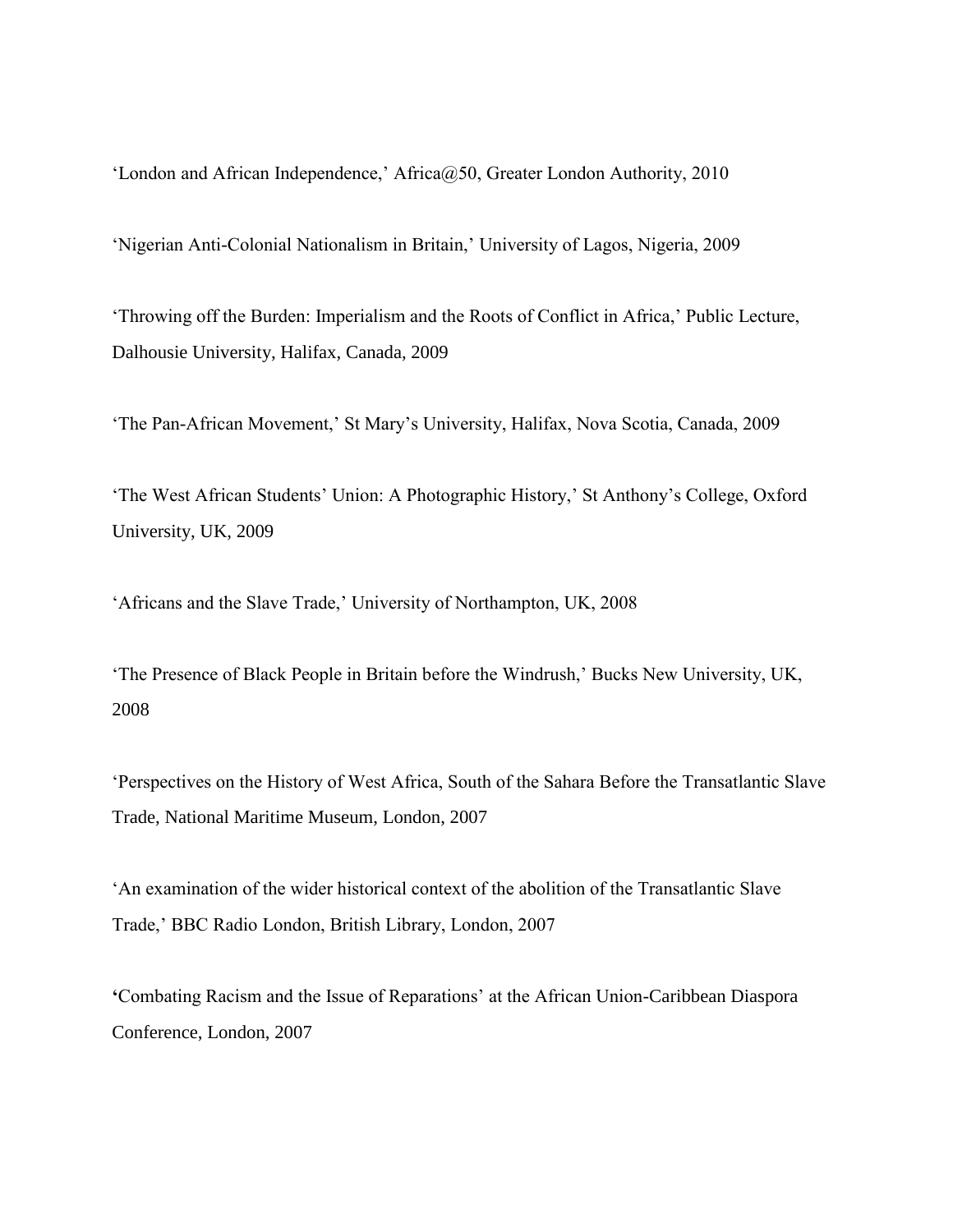'London and African Independence,' Africa@50, Greater London Authority, 2010

'Nigerian Anti-Colonial Nationalism in Britain,' University of Lagos, Nigeria, 2009

'Throwing off the Burden: Imperialism and the Roots of Conflict in Africa,' Public Lecture, Dalhousie University, Halifax, Canada, 2009

'The Pan-African Movement,' St Mary's University, Halifax, Nova Scotia, Canada, 2009

'The West African Students' Union: A Photographic History,' St Anthony's College, Oxford University, UK, 2009

'Africans and the Slave Trade,' University of Northampton, UK, 2008

'The Presence of Black People in Britain before the Windrush,' Bucks New University, UK, 2008

'Perspectives on the History of West Africa, South of the Sahara Before the Transatlantic Slave Trade, National Maritime Museum, London, 2007

'An examination of the wider historical context of the abolition of the Transatlantic Slave Trade,' BBC Radio London, British Library, London, 2007

'Combating Racism and the Issue of Reparations' at the African Union-Caribbean Diaspora Conference, London, 2007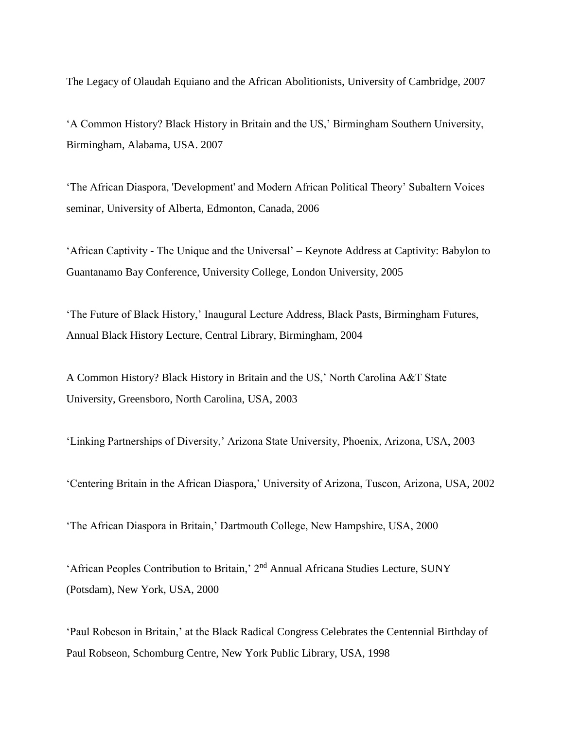The Legacy of Olaudah Equiano and the African Abolitionists, University of Cambridge, 2007

'A Common History? Black History in Britain and the US,' Birmingham Southern University, Birmingham, Alabama, USA. 2007

'The African Diaspora, 'Development' and Modern African Political Theory' Subaltern Voices seminar, University of Alberta, Edmonton, Canada, 2006

'African Captivity - The Unique and the Universal' – Keynote Address at Captivity: Babylon to Guantanamo Bay Conference, University College, London University, 2005

'The Future of Black History,' Inaugural Lecture Address, Black Pasts, Birmingham Futures, Annual Black History Lecture, Central Library, Birmingham, 2004

A Common History? Black History in Britain and the US,' North Carolina A&T State University, Greensboro, North Carolina, USA, 2003

'Linking Partnerships of Diversity,' Arizona State University, Phoenix, Arizona, USA, 2003

'Centering Britain in the African Diaspora,' University of Arizona, Tuscon, Arizona, USA, 2002

'The African Diaspora in Britain,' Dartmouth College, New Hampshire, USA, 2000

'African Peoples Contribution to Britain,' 2nd Annual Africana Studies Lecture, SUNY (Potsdam), New York, USA, 2000

'Paul Robeson in Britain,' at the Black Radical Congress Celebrates the Centennial Birthday of Paul Robseon, Schomburg Centre, New York Public Library, USA, 1998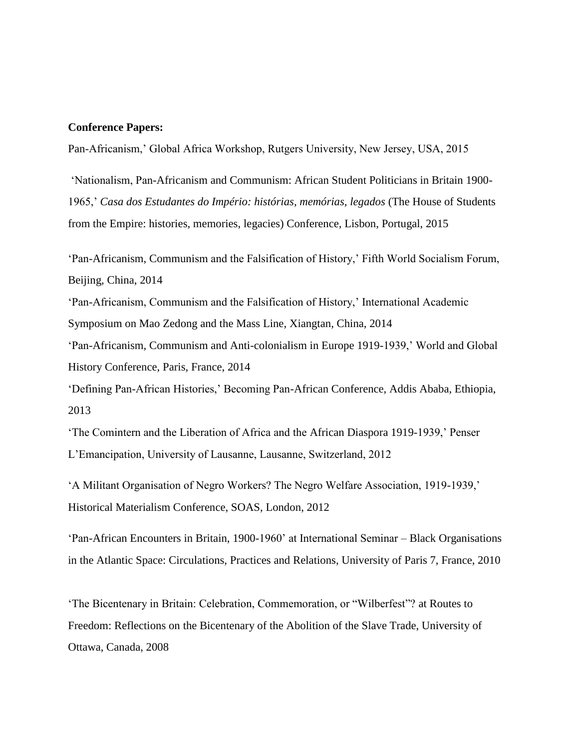**Conference Papers:**

Pan-Africanism,' Global Africa Workshop, Rutgers University, New Jersey, USA, 2015

'Nationalism, Pan-Africanism and Communism: African Student Politicians in Britain 1900-1965,' *Casa dos Estudantes do Império: histórias, memórias, legados* (The House of Students from the Empire: histories, memories, legacies) Conference, Lisbon, Portugal, 2015

'Pan-Africanism, Communism and the Falsification of History,' Fifth World Socialism Forum, Beijing, China, 2014

'Pan-Africanism, Communism and the Falsification of History,' International Academic Symposium on Mao Zedong and the Mass Line, Xiangtan, China, 2014

'Pan-Africanism, Communism and Anti-colonialism in Europe 1919-1939,' World and Global History Conference, Paris, France, 2014

'Defining Pan-African Histories,' Becoming Pan-African Conference, Addis Ababa, Ethiopia, 2013

'The Comintern and the Liberation of Africa and the African Diaspora 1919-1939,' Penser L'Emancipation, University of Lausanne, Lausanne, Switzerland, 2012

'A Militant Organisation of Negro Workers? The Negro Welfare Association, 1919-1939,' Historical Materialism Conference, SOAS, London, 2012

'Pan-African Encounters in Britain, 1900-1960' at International Seminar – Black Organisations in the Atlantic Space: Circulations, Practices and Relations, University of Paris 7, France, 2010

'The Bicentenary in Britain: Celebration, Commemoration, or "Wilberfest"? at Routes to Freedom: Reflections on the Bicentenary of the Abolition of the Slave Trade, University of Ottawa, Canada, 2008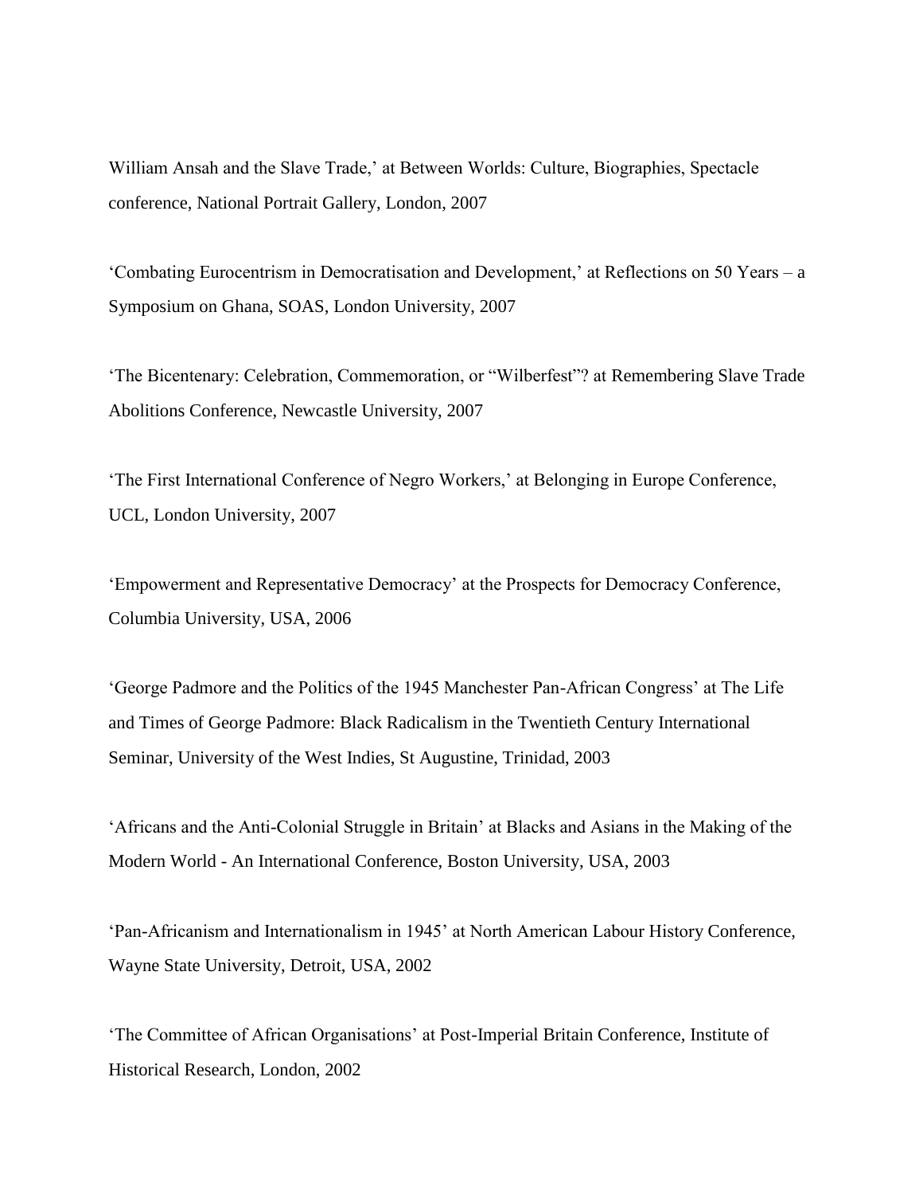William Ansah and the Slave Trade,' at Between Worlds: Culture, Biographies, Spectacle conference, National Portrait Gallery, London, 2007

'Combating Eurocentrism in Democratisation and Development,' at Reflections on 50 Years – a Symposium on Ghana, SOAS, London University, 2007

'The Bicentenary: Celebration, Commemoration, or "Wilberfest"? at Remembering Slave Trade Abolitions Conference, Newcastle University, 2007

'The First International Conference of Negro Workers,' at Belonging in Europe Conference, UCL, London University, 2007

'Empowerment and Representative Democracy' at the Prospects for Democracy Conference, Columbia University, USA, 2006

'George Padmore and the Politics of the 1945 Manchester Pan-African Congress' at The Life and Times of George Padmore: Black Radicalism in the Twentieth Century International Seminar, University of the West Indies, St Augustine, Trinidad, 2003

'Africans and the Anti-Colonial Struggle in Britain' at Blacks and Asians in the Making of the Modern World - An International Conference, Boston University, USA, 2003

'Pan-Africanism and Internationalism in 1945' at North American Labour History Conference, Wayne State University, Detroit, USA, 2002

'The Committee of African Organisations' at Post-Imperial Britain Conference, Institute of Historical Research, London, 2002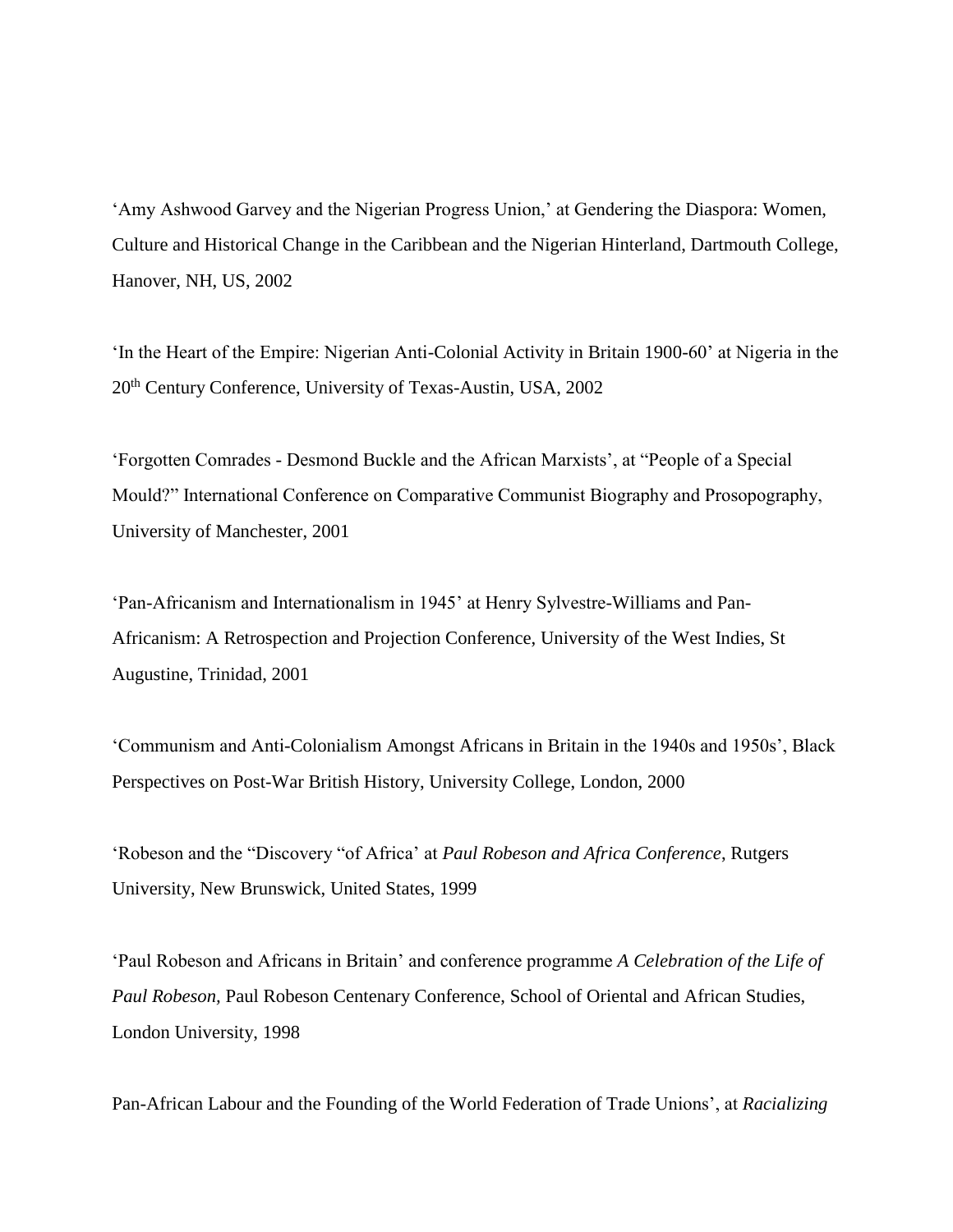‘Amy Ashwood Garvey and the Nigerian Progress Union,’ at Gendering the Diaspora: Women, Culture and Historical Change in the Caribbean and the Nigerian Hinterland, Dartmouth College, Hanover, NH, US, 2002

‘In the Heart of the Empire: Nigerian Anti-Colonial Activity in Britain 1900-60’ at Nigeria in the 20th Century Conference, University of Texas-Austin, USA, 2002

‘Forgotten Comrades - Desmond Buckle and the African Marxists’, at “People of a Special Mould?” International Conference on Comparative Communist Biography and Prosopography, University of Manchester, 2001

‘Pan-Africanism and Internationalism in 1945’ at Henry Sylvestre-Williams and Pan-Africanism: A Retrospection and Projection Conference, University of the West Indies, St Augustine, Trinidad, 2001

‘Communism and Anti-Colonialism Amongst Africans in Britain in the 1940s and 1950s’, Black Perspectives on Post-War British History, University College, London, 2000

‘Robeson and the “Discovery “of Africa’ at *Paul Robeson and Africa Conference*, Rutgers University, New Brunswick, United States, 1999

‘Paul Robeson and Africans in Britain’ and conference programme *A Celebration of the Life of Paul Robeson*, Paul Robeson Centenary Conference, School of Oriental and African Studies, London University, 1998

Pan-African Labour and the Founding of the World Federation of Trade Unions’, at *Racializing*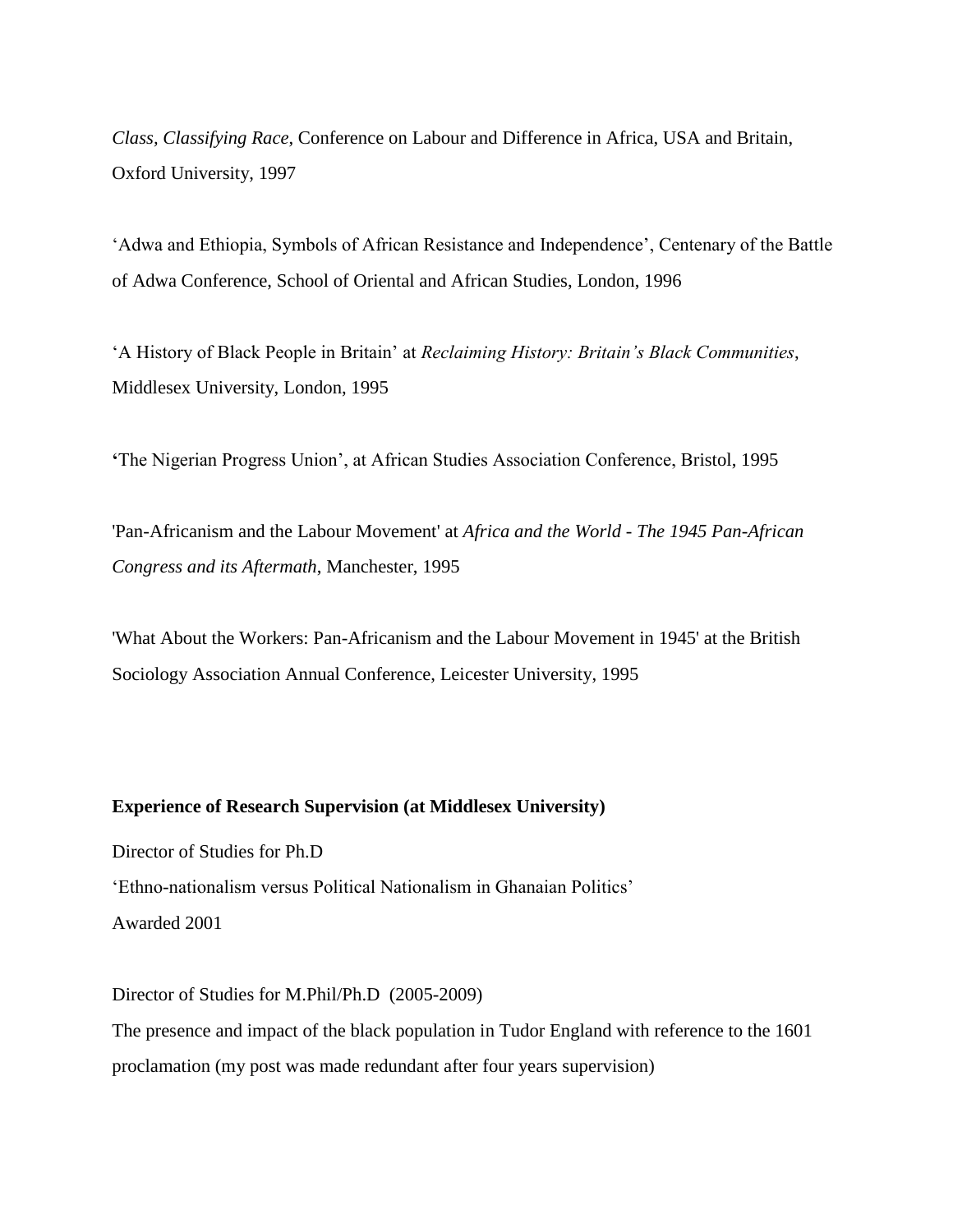*Class, Classifying Race*, Conference on Labour and Difference in Africa, USA and Britain, Oxford University, 1997

'Adwa and Ethiopia, Symbols of African Resistance and Independence', Centenary of the Battle of Adwa Conference, School of Oriental and African Studies, London, 1996

'A History of Black People in Britain' at *Reclaiming History: Britain's Black Communities*, Middlesex University, London, 1995

'The Nigerian Progress Union', at African Studies Association Conference, Bristol, 1995

'Pan-Africanism and the Labour Movement' at *Africa and the World - The 1945 Pan-African Congress and its Aftermath*, Manchester, 1995

'What About the Workers: Pan-Africanism and the Labour Movement in 1945' at the British Sociology Association Annual Conference, Leicester University, 1995

**Experience of Research Supervision (at Middlesex University)**

Director of Studies for Ph.D
'Ethno-nationalism versus Political Nationalism in Ghanaian Politics'
Awarded 2001

Director of Studies for M.Phil/Ph.D (2005-2009)
The presence and impact of the black population in Tudor England with reference to the 1601 proclamation (my post was made redundant after four years supervision)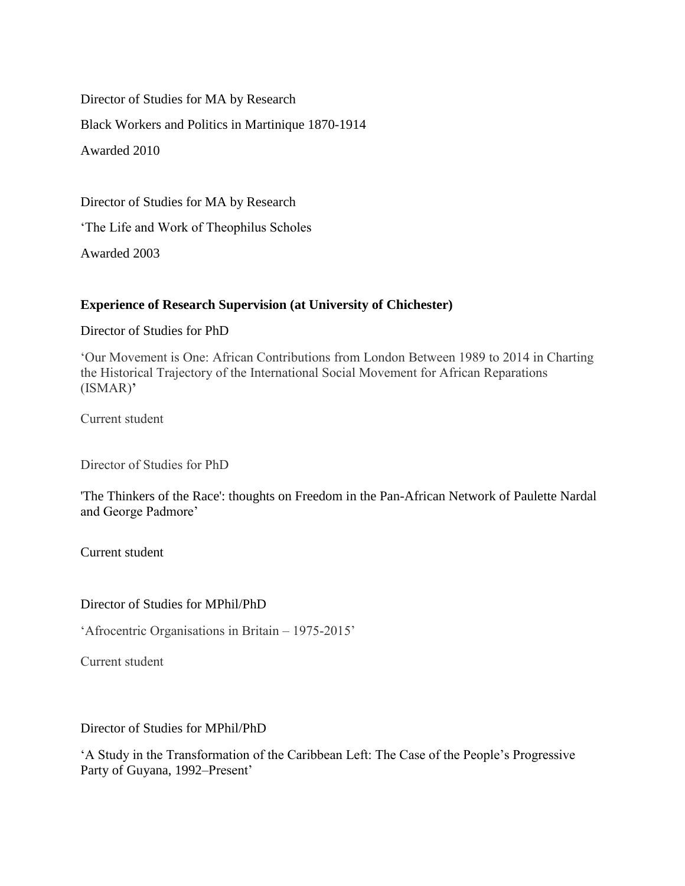Director of Studies for MA by Research

Black Workers and Politics in Martinique 1870-1914

Awarded 2010

Director of Studies for MA by Research

‘The Life and Work of Theophilus Scholes

Awarded 2003

**Experience of Research Supervision (at University of Chichester)**

Director of Studies for PhD

‘Our Movement is One: African Contributions from London Between 1989 to 2014 in Charting the Historical Trajectory of the International Social Movement for African Reparations (ISMAR)**’**

Current student

Director of Studies for PhD

'The Thinkers of the Race': thoughts on Freedom in the Pan-African Network of Paulette Nardal and George Padmore’

Current student

Director of Studies for MPhil/PhD

‘Afrocentric Organisations in Britain – 1975-2015’

Current student

Director of Studies for MPhil/PhD

‘A Study in the Transformation of the Caribbean Left: The Case of the People’s Progressive Party of Guyana, 1992–Present’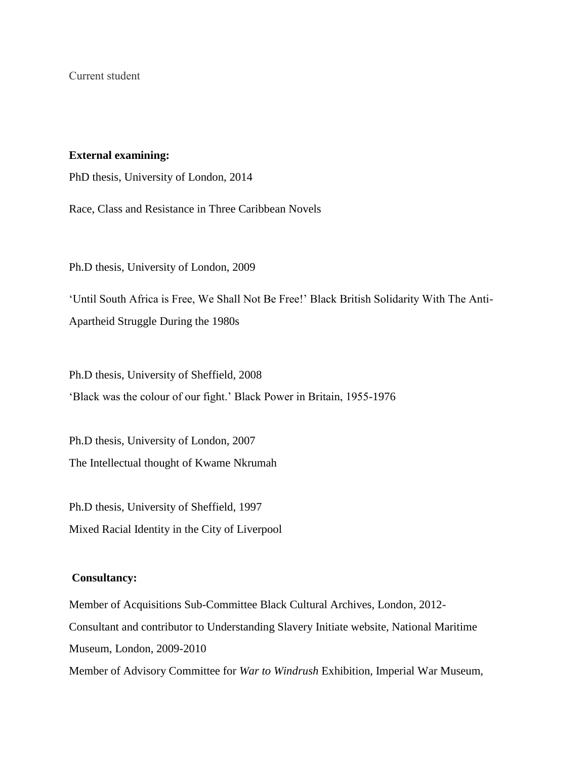Current student

**External examining:**

PhD thesis, University of London, 2014

Race, Class and Resistance in Three Caribbean Novels

Ph.D thesis, University of London, 2009

'Until South Africa is Free, We Shall Not Be Free!' Black British Solidarity With The Anti-Apartheid Struggle During the 1980s

Ph.D thesis, University of Sheffield, 2008
'Black was the colour of our fight.' Black Power in Britain, 1955-1976

Ph.D thesis, University of London, 2007
The Intellectual thought of Kwame Nkrumah

Ph.D thesis, University of Sheffield, 1997
Mixed Racial Identity in the City of Liverpool

**Consultancy:**

Member of Acquisitions Sub-Committee Black Cultural Archives, London, 2012-
Consultant and contributor to Understanding Slavery Initiate website, National Maritime Museum, London, 2009-2010
Member of Advisory Committee for *War to Windrush* Exhibition, Imperial War Museum,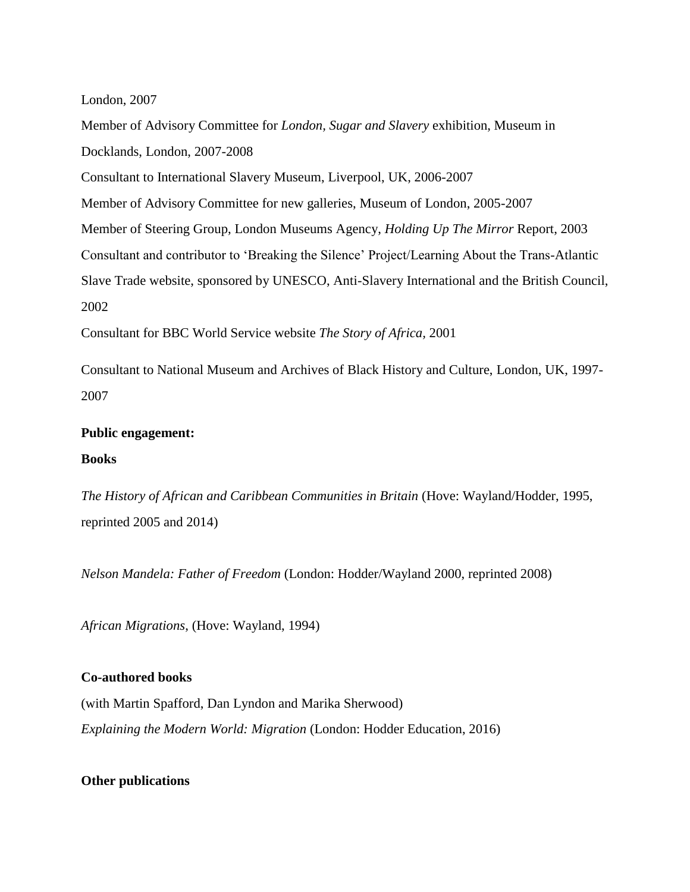London, 2007

Member of Advisory Committee for *London, Sugar and Slavery* exhibition, Museum in Docklands, London, 2007-2008

Consultant to International Slavery Museum, Liverpool, UK, 2006-2007

Member of Advisory Committee for new galleries, Museum of London, 2005-2007

Member of Steering Group, London Museums Agency, *Holding Up The Mirror* Report, 2003

Consultant and contributor to 'Breaking the Silence' Project/Learning About the Trans-Atlantic Slave Trade website, sponsored by UNESCO, Anti-Slavery International and the British Council, 2002

Consultant for BBC World Service website *The Story of Africa*, 2001

Consultant to National Museum and Archives of Black History and Culture, London, UK, 1997-2007

**Public engagement:**

**Books**

*The History of African and Caribbean Communities in Britain* (Hove: Wayland/Hodder, 1995, reprinted 2005 and 2014)

*Nelson Mandela: Father of Freedom* (London: Hodder/Wayland 2000, reprinted 2008)

*African Migrations*, (Hove: Wayland, 1994)

**Co-authored books**

(with Martin Spafford, Dan Lyndon and Marika Sherwood)

*Explaining the Modern World: Migration* (London: Hodder Education, 2016)

**Other publications**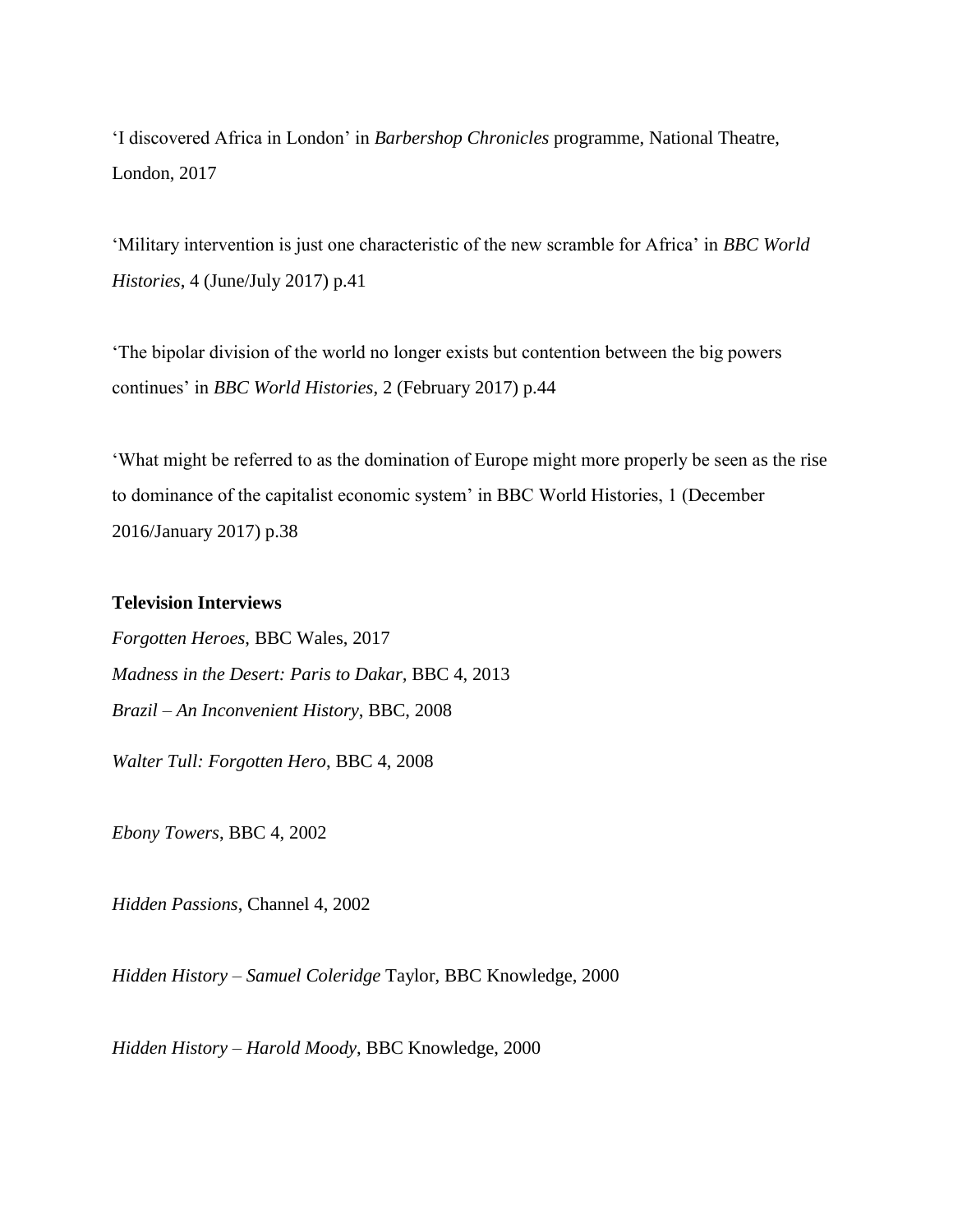'I discovered Africa in London' in *Barbershop Chronicles* programme, National Theatre, London, 2017

'Military intervention is just one characteristic of the new scramble for Africa' in *BBC World Histories*, 4 (June/July 2017) p.41

'The bipolar division of the world no longer exists but contention between the big powers continues' in *BBC World Histories*, 2 (February 2017) p.44

'What might be referred to as the domination of Europe might more properly be seen as the rise to dominance of the capitalist economic system' in BBC World Histories, 1 (December 2016/January 2017) p.38

**Television Interviews**

*Forgotten Heroes,* BBC Wales, 2017

*Madness in the Desert: Paris to Dakar*, BBC 4, 2013

*Brazil – An Inconvenient History*, BBC, 2008

*Walter Tull: Forgotten Hero*, BBC 4, 2008

*Ebony Towers*, BBC 4, 2002

*Hidden Passions*, Channel 4, 2002

*Hidden History – Samuel Coleridge* Taylor, BBC Knowledge, 2000

*Hidden History – Harold Moody*, BBC Knowledge, 2000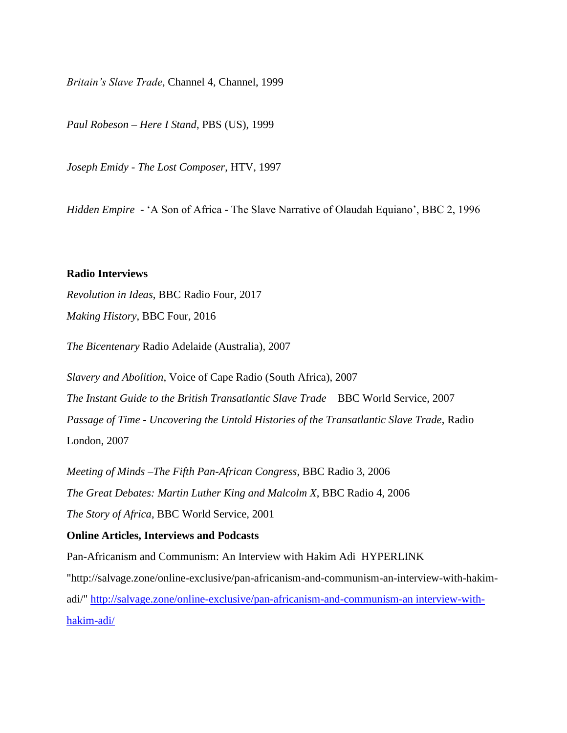*Britain's Slave Trade*, Channel 4, Channel, 1999

*Paul Robeson – Here I Stand*, PBS (US), 1999

*Joseph Emidy - The Lost Composer*, HTV, 1997

*Hidden Empire* - 'A Son of Africa - The Slave Narrative of Olaudah Equiano', BBC 2, 1996

**Radio Interviews**

*Revolution in Ideas*, BBC Radio Four, 2017

*Making History*, BBC Four, 2016

*The Bicentenary* Radio Adelaide (Australia), 2007

*Slavery and Abolition*, Voice of Cape Radio (South Africa), 2007

*The Instant Guide to the British Transatlantic Slave Trade* – BBC World Service, 2007

*Passage of Time - Uncovering the Untold Histories of the Transatlantic Slave Trade*, Radio London, 2007

*Meeting of Minds –The Fifth Pan-African Congress*, BBC Radio 3, 2006

*The Great Debates: Martin Luther King and Malcolm X*, BBC Radio 4, 2006

*The Story of Africa*, BBC World Service, 2001

**Online Articles, Interviews and Podcasts**

Pan-Africanism and Communism: An Interview with Hakim Adi HYPERLINK "http://salvage.zone/online-exclusive/pan-africanism-and-communism-an-interview-with-hakim-adi/" [http://salvage.zone/online-exclusive/pan-africanism-and-communism-an interview-with-hakim-adi/](http://salvage.zone/online-exclusive/pan-africanism-and-communism-an-interview-with-hakim-adi/)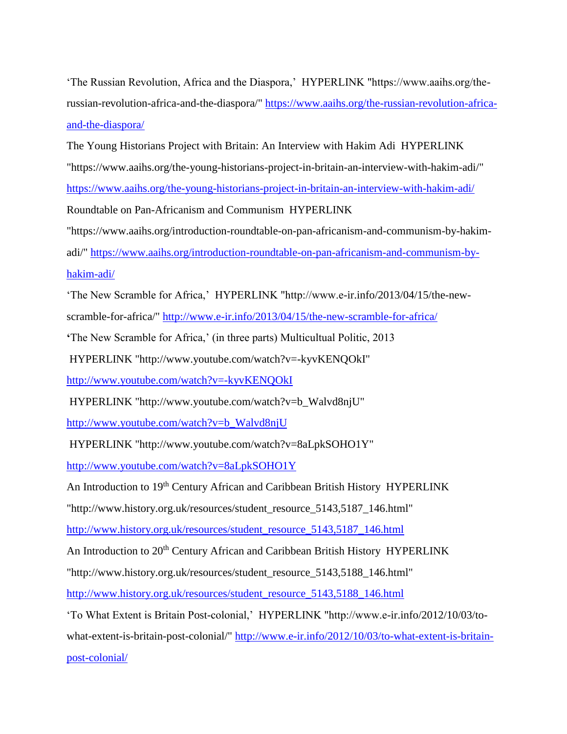'The Russian Revolution, Africa and the Diaspora,' HYPERLINK "https://www.aaihs.org/the-russian-revolution-africa-and-the-diaspora/" https://www.aaihs.org/the-russian-revolution-africa-and-the-diaspora/

The Young Historians Project with Britain: An Interview with Hakim Adi HYPERLINK "https://www.aaihs.org/the-young-historians-project-in-britain-an-interview-with-hakim-adi/" https://www.aaihs.org/the-young-historians-project-in-britain-an-interview-with-hakim-adi/

Roundtable on Pan-Africanism and Communism HYPERLINK "https://www.aaihs.org/introduction-roundtable-on-pan-africanism-and-communism-by-hakim-adi/" https://www.aaihs.org/introduction-roundtable-on-pan-africanism-and-communism-by-hakim-adi/

'The New Scramble for Africa,' HYPERLINK "http://www.e-ir.info/2013/04/15/the-new-scramble-for-africa/" http://www.e-ir.info/2013/04/15/the-new-scramble-for-africa/

'The New Scramble for Africa,' (in three parts) Multicultual Politic, 2013

HYPERLINK "http://www.youtube.com/watch?v=-kyvKENQOkI" http://www.youtube.com/watch?v=-kyvKENQOkI

HYPERLINK "http://www.youtube.com/watch?v=b_Walvd8njU" http://www.youtube.com/watch?v=b_Walvd8njU

HYPERLINK "http://www.youtube.com/watch?v=8aLpkSOHO1Y" http://www.youtube.com/watch?v=8aLpkSOHO1Y

An Introduction to 19th Century African and Caribbean British History HYPERLINK "http://www.history.org.uk/resources/student_resource_5143,5187_146.html" http://www.history.org.uk/resources/student_resource_5143,5187_146.html

An Introduction to 20th Century African and Caribbean British History HYPERLINK "http://www.history.org.uk/resources/student_resource_5143,5188_146.html" http://www.history.org.uk/resources/student_resource_5143,5188_146.html

'To What Extent is Britain Post-colonial,' HYPERLINK "http://www.e-ir.info/2012/10/03/to-what-extent-is-britain-post-colonial/" http://www.e-ir.info/2012/10/03/to-what-extent-is-britain-post-colonial/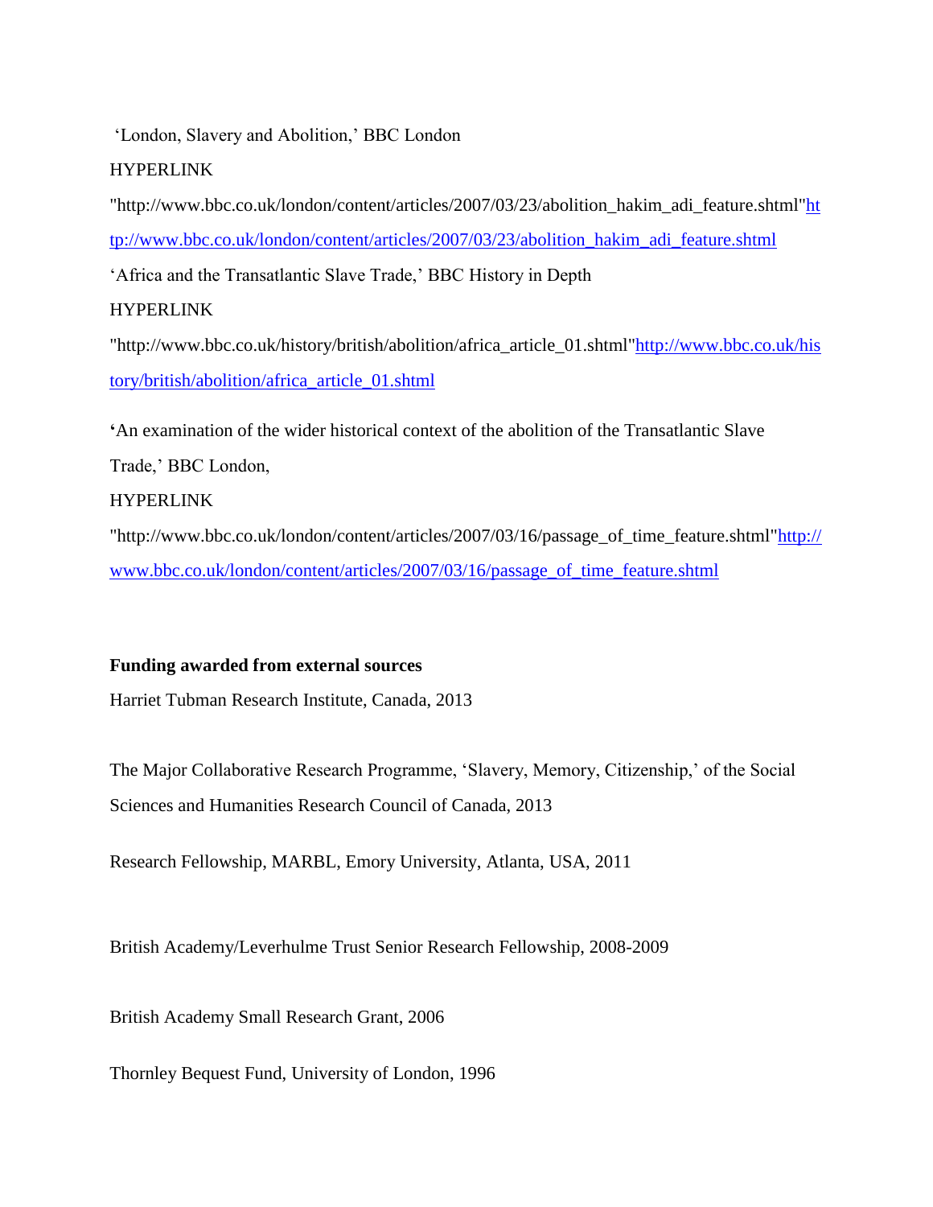'London, Slavery and Abolition,' BBC London

HYPERLINK

"http://www.bbc.co.uk/london/content/articles/2007/03/23/abolition_hakim_adi_feature.shtml"http://www.bbc.co.uk/london/content/articles/2007/03/23/abolition_hakim_adi_feature.shtml

'Africa and the Transatlantic Slave Trade,' BBC History in Depth

HYPERLINK

"http://www.bbc.co.uk/history/british/abolition/africa_article_01.shtml"http://www.bbc.co.uk/history/british/abolition/africa_article_01.shtml

'An examination of the wider historical context of the abolition of the Transatlantic Slave Trade,' BBC London,

HYPERLINK

"http://www.bbc.co.uk/london/content/articles/2007/03/16/passage_of_time_feature.shtml"http://www.bbc.co.uk/london/content/articles/2007/03/16/passage_of_time_feature.shtml

**Funding awarded from external sources**

Harriet Tubman Research Institute, Canada, 2013

The Major Collaborative Research Programme, 'Slavery, Memory, Citizenship,' of the Social Sciences and Humanities Research Council of Canada, 2013

Research Fellowship, MARBL, Emory University, Atlanta, USA, 2011

British Academy/Leverhulme Trust Senior Research Fellowship, 2008-2009

British Academy Small Research Grant, 2006

Thornley Bequest Fund, University of London, 1996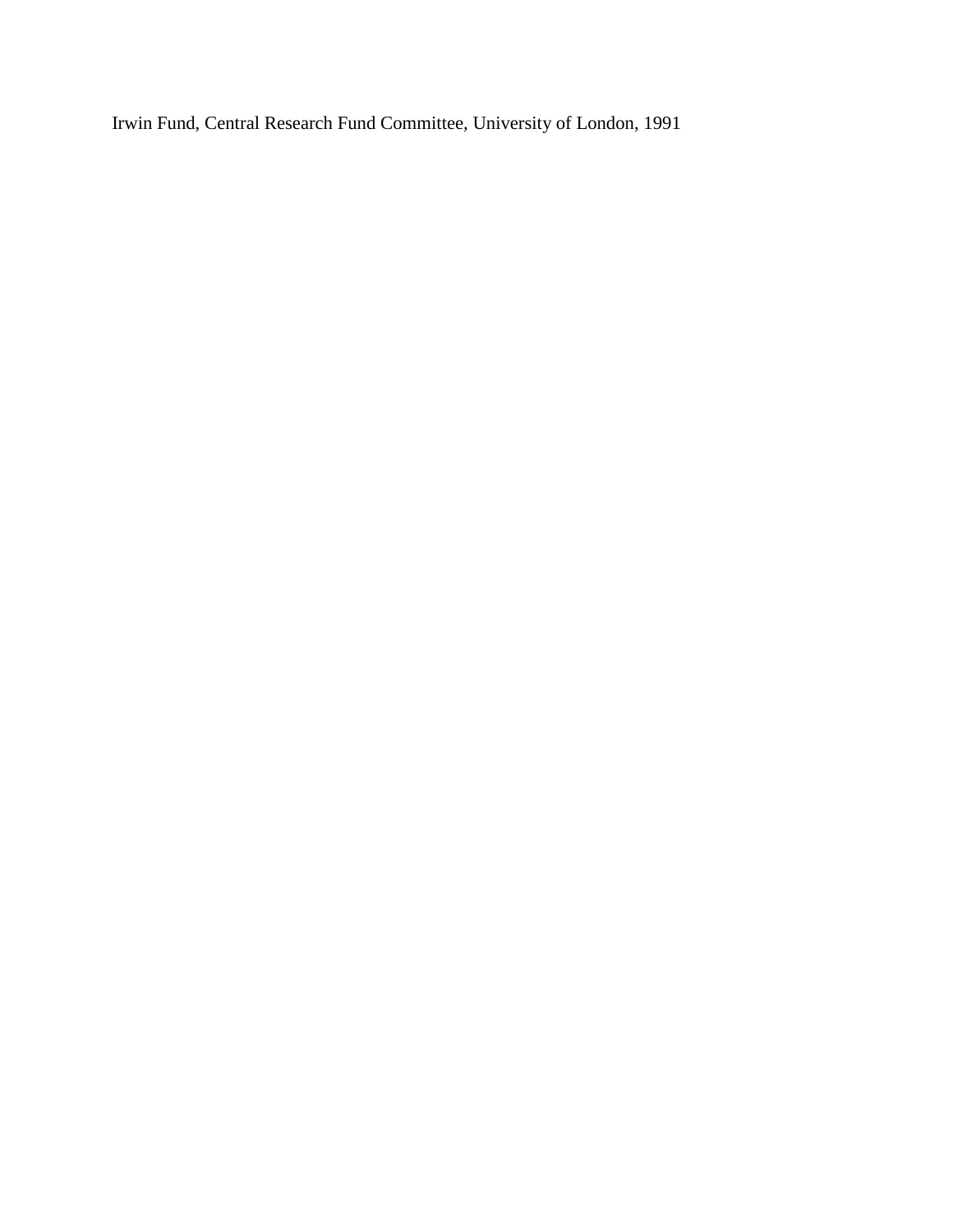Irwin Fund, Central Research Fund Committee, University of London, 1991